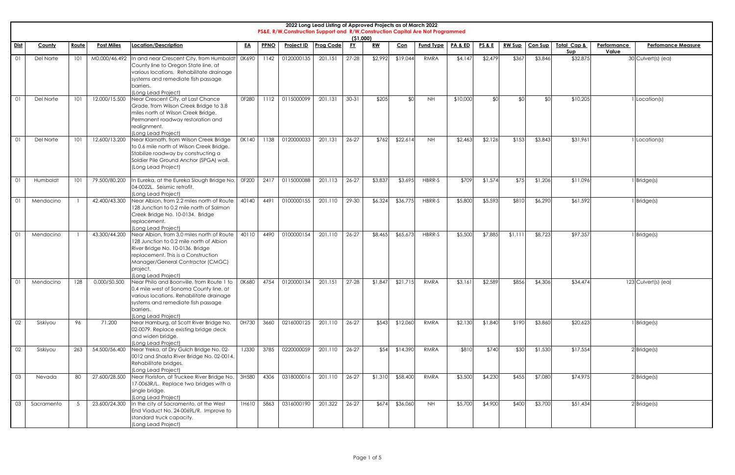# 2022 Long Lead Listing of Approved Projects as of March 2022

**PS&E, R/W,Construction Support and R/W,Construction Capital Are Not Programmed**

**($1,000)**

| Dist | County | Route | Post Miles | Location/Description | EA | PPNO | Project ID | Prog Code | FY | RW | Con | Fund Type | PA & ED | PS & E | RW Sup | Con Sup | Total Cap & Sup | Performance Value | Perfomance Measure |
|---|---|---|---|---|---|---|---|---|---|---|---|---|---|---|---|---|---|---|---|
| 01 | Del Norte | 101 | M0.000/46.492 | In and near Crescent City, from Humboldt County line to Oregon State line, at various locations. Rehabilitate drainage systems and remediate fish passage barriers. (Long Lead Project) | 0K690 | 1142 | 0120000135 | 201.151 | 27-28 | $2,992 | $19,044 | RMRA | $4,147 | $2,479 | $367 | $3,846 | $32,875 | 30 | Culvert(s) (ea) |
| 01 | Del Norte | 101 | 12.000/15.500 | Near Crescent City, at Last Chance Grade, from Wilson Creek Bridge to 3.8 miles north of Wilson Creek Bridge. Permanent roadway restoration and realignment. (Long Lead Project) | 0F280 | 1112 | 0115000099 | 201.131 | 30-31 | $205 | $0 | NH | $10,000 | $0 | $0 | $0 | $10,205 | 1 | Location(s) |
| 01 | Del Norte | 101 | 12.600/13.200 | Near Klamath, from Wilson Creek Bridge to 0.6 mile north of Wilson Creek Bridge. Stabilize roadway by constructing a Soldier Pile Ground Anchor (SPGA) wall. (Long Lead Project) | 0K140 | 1138 | 0120000033 | 201.131 | 26-27 | $762 | $22,614 | NH | $2,463 | $2,126 | $153 | $3,843 | $31,961 | 1 | Location(s) |
| 01 | Humboldt | 101 | 79.500/80.200 | In Eureka, at the Eureka Slough Bridge No. 04-0022L. Seismic retrofit. (Long Lead Project) | 0F200 | 2417 | 0115000088 | 201.113 | 26-27 | $3,837 | $3,695 | HBRR-S | $709 | $1,574 | $75 | $1,206 | $11,096 | 1 | Bridge(s) |
| 01 | Mendocino | 1 | 42.400/43.300 | Near Albion, from 2.2 miles north of Route 128 Junction to 0.2 mile north of Salmon Creek Bridge No. 10-0134. Bridge replacement. (Long Lead Project) | 40140 | 4491 | 0100000155 | 201.110 | 29-30 | $6,324 | $36,775 | HBRR-S | $5,800 | $5,593 | $810 | $6,290 | $61,592 | 1 | Bridge(s) |
| 01 | Mendocino | 1 | 43.300/44.200 | Near Albion, from 3.0 miles north of Route 128 Junction to 0.2 mile north of Albion River Bridge No. 10-0136. Bridge replacement. This is a Construction Manager/General Contractor (CMGC) project. (Long Lead Project) | 40110 | 4490 | 0100000154 | 201.110 | 26-27 | $8,465 | $65,673 | HBRR-S | $5,500 | $7,885 | $1,111 | $8,723 | $97,357 | 1 | Bridge(s) |
| 01 | Mendocino | 128 | 0.000/50.500 | Near Philo and Boonville, from Route 1 to 0.4 mile west of Sonoma County line, at various locations. Rehabilitate drainage systems and remediate fish passage barriers. (Long Lead Project) | 0K680 | 4754 | 0120000134 | 201.151 | 27-28 | $1,847 | $21,715 | RMRA | $3,161 | $2,589 | $856 | $4,306 | $34,474 | 123 | Culvert(s) (ea) |
| 02 | Siskiyou | 96 | 71.200 | Near Hamburg, at Scott River Bridge No. 02-0079. Replace existing bridge deck and widen bridge. (Long Lead Project) | 0H730 | 3660 | 0216000125 | 201.110 | 26-27 | $543 | $12,060 | RMRA | $2,130 | $1,840 | $190 | $3,860 | $20,623 | 1 | Bridge(s) |
| 02 | Siskiyou | 263 | 54.500/56.400 | Near Yreka, at Dry Gulch Bridge No. 02-0012 and Shasta River Bridge No. 02-0014. Rehabilitate bridges. (Long Lead Project) | 1J330 | 3785 | 0220000059 | 201.110 | 26-27 | $54 | $14,390 | RMRA | $810 | $740 | $30 | $1,530 | $17,554 | 2 | Bridge(s) |
| 03 | Nevada | 80 | 27.600/28.500 | Near Floriston, at Truckee River Bridge No. 17-0063R/L. Replace two bridges with a single bridge. (Long Lead Project) | 3H580 | 4306 | 0318000016 | 201.110 | 26-27 | $1,310 | $58,400 | RMRA | $3,500 | $4,230 | $455 | $7,080 | $74,975 | 2 | Bridge(s) |
| 03 | Sacramento | 5 | 23.600/24.300 | In the city of Sacramento, at the West End Viaduct No. 24-0069L/R. Improve to standard truck capacity. (Long Lead Project) | 1H610 | 5863 | 0316000190 | 201.322 | 26-27 | $674 | $36,060 | NH | $5,700 | $4,900 | $400 | $3,700 | $51,434 | 2 | Bridge(s) |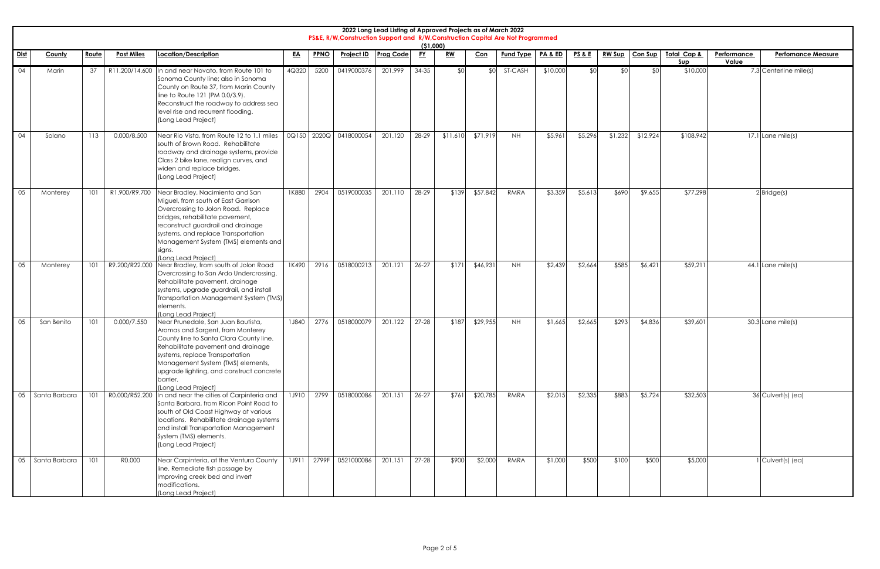# 2022 Long Lead Listing of Approved Projects as of March 2022

## PS&E, R/W,Construction Support and R/W,Construction Capital Are Not Programmed

($1,000)

| Dist | County | Route | Post Miles | Location/Description | EA | PPNO | Project ID | Prog Code | FY | RW | Con | Fund Type | PA & ED | PS & E | RW Sup | Con Sup | Total Cap & Sup | Performance Value | Perfomance Measure |
|---|---|---|---|---|---|---|---|---|---|---|---|---|---|---|---|---|---|---|---|
| 04 | Marin | 37 | R11.200/14.600 | In and near Novato, from Route 101 to Sonoma County line; also in Sonoma County on Route 37, from Marin County line to Route 121 (PM 0.0/3.9). Reconstruct the roadway to address sea level rise and recurrent flooding. (Long Lead Project) | 4Q320 | 5200 | 0419000376 | 201.999 | 34-35 | $0 | $0 | ST-CASH | $10,000 | $0 | $0 | $0 | $10,000 | 7.3 | Centerline mile(s) |
| 04 | Solano | 113 | 0.000/8.500 | Near Rio Vista, from Route 12 to 1.1 miles south of Brown Road. Rehabilitate roadway and drainage systems, provide Class 2 bike lane, realign curves, and widen and replace bridges. (Long Lead Project) | 0Q150 | 2020Q | 0418000054 | 201.120 | 28-29 | $11,610 | $71,919 | NH | $5,961 | $5,296 | $1,232 | $12,924 | $108,942 | 17.1 | Lane mile(s) |
| 05 | Monterey | 101 | R1.900/R9.700 | Near Bradley, Nacimiento and San Miguel, from south of East Garrison Overcrossing to Jolon Road. Replace bridges, rehabilitate pavement, reconstruct guardrail and drainage systems, and replace Transportation Management System (TMS) elements and signs. (Long Lead Project) | 1K880 | 2904 | 0519000035 | 201.110 | 28-29 | $139 | $57,842 | RMRA | $3,359 | $5,613 | $690 | $9,655 | $77,298 | 2 | Bridge(s) |
| 05 | Monterey | 101 | R9.200/R22.000 | Near Bradley, from south of Jolon Road Overcrossing to San Ardo Undercrossing. Rehabilitate pavement, drainage systems, upgrade guardrail, and install Transportation Management System (TMS) elements. (Long Lead Project) | 1K490 | 2916 | 0518000213 | 201.121 | 26-27 | $171 | $46,931 | NH | $2,439 | $2,664 | $585 | $6,421 | $59,211 | 44.1 | Lane mile(s) |
| 05 | San Benito | 101 | 0.000/7.550 | Near Prunedale, San Juan Bautista, Aromas and Sargent, from Monterey County line to Santa Clara County line. Rehabilitate pavement and drainage systems, replace Transportation Management System (TMS) elements, upgrade lighting, and construct concrete barrier. (Long Lead Project) | 1J840 | 2776 | 0518000079 | 201.122 | 27-28 | $187 | $29,955 | NH | $1,665 | $2,665 | $293 | $4,836 | $39,601 | 30.3 | Lane mile(s) |
| 05 | Santa Barbara | 101 | R0.000/R52.200 | In and near the cities of Carpinteria and Santa Barbara, from Ricon Point Road to south of Old Coast Highway at various locations. Rehabilitate drainage systems and install Transportation Management System (TMS) elements. (Long Lead Project) | 1J910 | 2799 | 0518000086 | 201.151 | 26-27 | $761 | $20,785 | RMRA | $2,015 | $2,335 | $883 | $5,724 | $32,503 | 36 | Culvert(s) (ea) |
| 05 | Santa Barbara | 101 | R0.000 | Near Carpinteria, at the Ventura County line. Remediate fish passage by Improving creek bed and invert modifications. (Long Lead Project) | 1J911 | 2799F | 0521000086 | 201.151 | 27-28 | $900 | $2,000 | RMRA | $1,000 | $500 | $100 | $500 | $5,000 | 1 | Culvert(s) (ea) |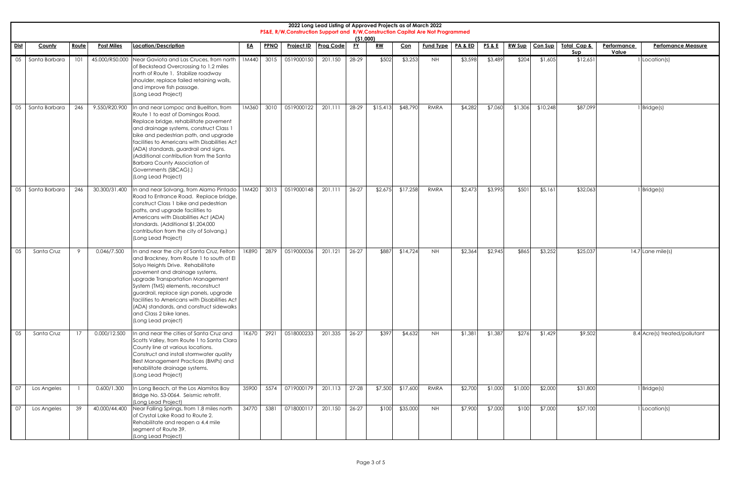# 2022 Long Lead Listing of Approved Projects as of March 2022

**PS&E, R/W,Construction Support and R/W,Construction Capital Are Not Programmed**

**($1,000)**

| Dist | County | Route | Post Miles | Location/Description | EA | PPNO | Project ID | Prog Code | FY | RW | Con | Fund Type | PA & ED | PS & E | RW Sup | Con Sup | Total Cap & Sup | Performance Value | Perfomance Measure |
|---|---|---|---|---|---|---|---|---|---|---|---|---|---|---|---|---|---|---|---|
| 05 | Santa Barbara | 101 | 45.000/R50.000 | Near Gaviota and Las Cruces, from north of Beckstead Overcrossing to 1.2 miles north of Route 1. Stabilize roadway shoulder, replace failed retaining walls, and improve fish passage. (Long Lead Project) | 1M440 | 3015 | 0519000150 | 201.150 | 28-29 | $502 | $3,253 | NH | $3,598 | $3,489 | $204 | $1,605 | $12,651 | 1 | Location(s) |
| 05 | Santa Barbara | 246 | 9.550/R20.900 | In and near Lompoc and Buellton, from Route 1 to east of Domingos Road. Replace bridge, rehabilitate pavement and drainage systems, construct Class 1 bike and pedestrian path, and upgrade facilities to Americans with Disabilities Act (ADA) standards, guardrail and signs. (Additional contribution from the Santa Barbara County Association of Governments (SBCAG).) (Long Lead Project) | 1M360 | 3010 | 0519000122 | 201.111 | 28-29 | $15,413 | $48,790 | RMRA | $4,282 | $7,060 | $1,306 | $10,248 | $87,099 | 1 | Bridge(s) |
| 05 | Santa Barbara | 246 | 30.300/31.400 | In and near Solvang, from Alamo Pintado Road to Entrance Road. Replace bridge, construct Class 1 bike and pedestrian paths, and upgrade facilities to Americans with Disabilities Act (ADA) standards. (Additional $1,204,000 contribution from the city of Solvang.) (Long Lead Project) | 1M420 | 3013 | 0519000148 | 201.111 | 26-27 | $2,675 | $17,258 | RMRA | $2,473 | $3,995 | $501 | $5,161 | $32,063 | 1 | Bridge(s) |
| 05 | Santa Cruz | 9 | 0.046/7.500 | In and near the city of Santa Cruz, Felton and Brackney, from Route 1 to south of El Solyo Heights Drive. Rehabilitate pavement and drainage systems, upgrade Transportation Management System (TMS) elements, reconstruct guardrail, replace sign panels, upgrade facilities to Americans with Disabilities Act (ADA) standards, and construct sidewalks and Class 2 bike lanes. (Long Lead project) | 1K890 | 2879 | 0519000036 | 201.121 | 26-27 | $887 | $14,724 | NH | $2,364 | $2,945 | $865 | $3,252 | $25,037 | 14.7 | Lane mile(s) |
| 05 | Santa Cruz | 17 | 0.000/12.500 | In and near the cities of Santa Cruz and Scotts Valley, from Route 1 to Santa Clara County line at various locations. Construct and install stormwater quality Best Management Practices (BMPs) and rehabilitate drainage systems. (Long Lead Project) | 1K670 | 2921 | 0518000233 | 201.335 | 26-27 | $397 | $4,632 | NH | $1,381 | $1,387 | $276 | $1,429 | $9,502 | 8.4 | Acre(s) treated/pollutant |
| 07 | Los Angeles | 1 | 0.600/1.300 | In Long Beach, at the Los Alamitos Bay Bridge No. 53-0064. Seismic retrofit. (Long Lead Project) | 35900 | 5574 | 0719000179 | 201.113 | 27-28 | $7,500 | $17,600 | RMRA | $2,700 | $1,000 | $1,000 | $2,000 | $31,800 | 1 | Bridge(s) |
| 07 | Los Angeles | 39 | 40.000/44.400 | Near Falling Springs, from 1.8 miles north of Crystal Lake Road to Route 2. Rehabilitate and reopen a 4.4 mile segment of Route 39. (Long Lead Project) | 34770 | 5381 | 0718000117 | 201.150 | 26-27 | $100 | $35,000 | NH | $7,900 | $7,000 | $100 | $7,000 | $57,100 | 1 | Location(s) |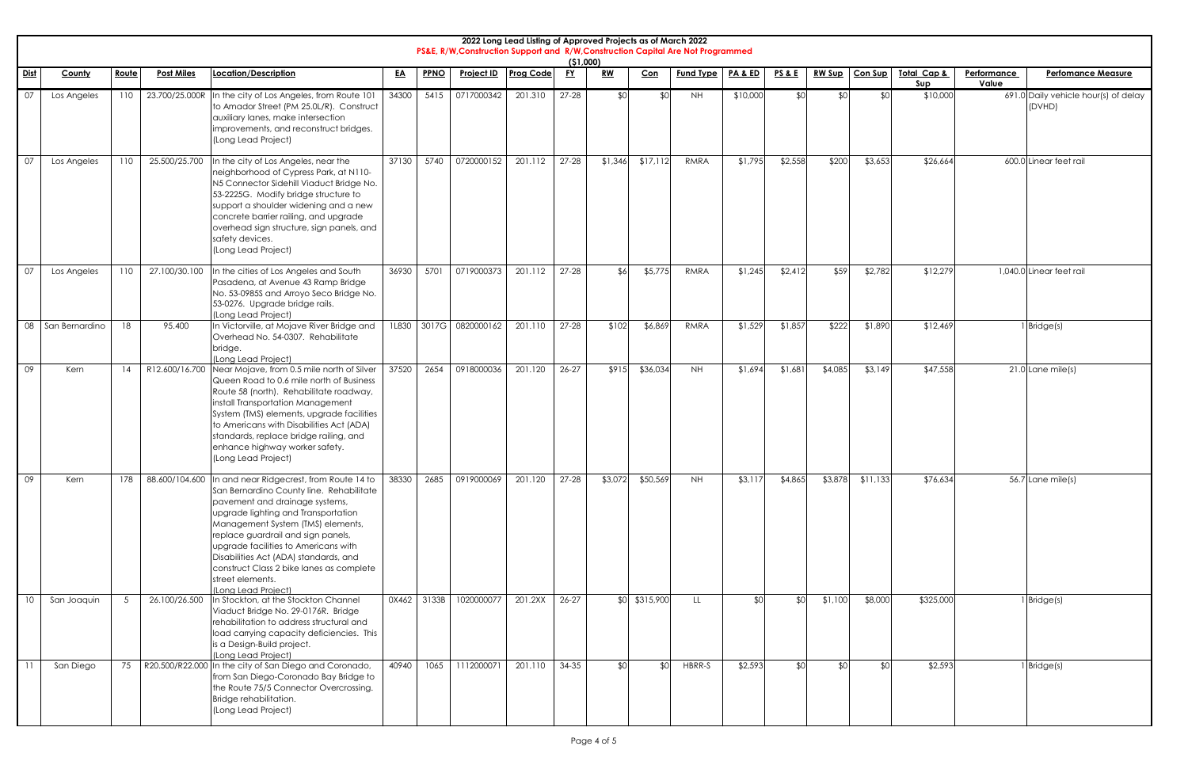# 2022 Long Lead Listing of Approved Projects as of March 2022

**PS&E, R/W,Construction Support and R/W,Construction Capital Are Not Programmed**

**($1,000)**

| Dist | County | Route | Post Miles | Location/Description | EA | PPNO | Project ID | Prog Code | FY | RW | Con | Fund Type | PA & ED | PS & E | RW Sup | Con Sup | Total Cap & Sup | Performance Value | Perfomance Measure |
|---|---|---|---|---|---|---|---|---|---|---|---|---|---|---|---|---|---|---|---|
| 07 | Los Angeles | 110 | 23.700/25.000R | In the city of Los Angeles, from Route 101 to Amador Street (PM 25.0L/R). Construct auxiliary lanes, make intersection improvements, and reconstruct bridges. (Long Lead Project) | 34300 | 5415 | 0717000342 | 201.310 | 27-28 | $0 | $0 | NH | $10,000 | $0 | $0 | $0 | $10,000 | 691.0 | Daily vehicle hour(s) of delay (DVHD) |
| 07 | Los Angeles | 110 | 25.500/25.700 | In the city of Los Angeles, near the neighborhood of Cypress Park, at N110-N5 Connector Sidehill Viaduct Bridge No. 53-2225G. Modify bridge structure to support a shoulder widening and a new concrete barrier railing, and upgrade overhead sign structure, sign panels, and safety devices. (Long Lead Project) | 37130 | 5740 | 0720000152 | 201.112 | 27-28 | $1,346 | $17,112 | RMRA | $1,795 | $2,558 | $200 | $3,653 | $26,664 | 600.0 | Linear feet rail |
| 07 | Los Angeles | 110 | 27.100/30.100 | In the cities of Los Angeles and South Pasadena, at Avenue 43 Ramp Bridge No. 53-0985S and Arroyo Seco Bridge No. 53-0276. Upgrade bridge rails. (Long Lead Project) | 36930 | 5701 | 0719000373 | 201.112 | 27-28 | $6 | $5,775 | RMRA | $1,245 | $2,412 | $59 | $2,782 | $12,279 | 1,040.0 | Linear feet rail |
| 08 | San Bernardino | 18 | 95.400 | In Victorville, at Mojave River Bridge and Overhead No. 54-0307. Rehabilitate bridge. (Long Lead Project) | 1L830 | 3017G | 0820000162 | 201.110 | 27-28 | $102 | $6,869 | RMRA | $1,529 | $1,857 | $222 | $1,890 | $12,469 | 1 | Bridge(s) |
| 09 | Kern | 14 | R12.600/16.700 | Near Mojave, from 0.5 mile north of Silver Queen Road to 0.6 mile north of Business Route 58 (north). Rehabilitate roadway, install Transportation Management System (TMS) elements, upgrade facilities to Americans with Disabilities Act (ADA) standards, replace bridge railing, and enhance highway worker safety. (Long Lead Project) | 37520 | 2654 | 0918000036 | 201.120 | 26-27 | $915 | $36,034 | NH | $1,694 | $1,681 | $4,085 | $3,149 | $47,558 | 21.0 | Lane mile(s) |
| 09 | Kern | 178 | 88.600/104.600 | In and near Ridgecrest, from Route 14 to San Bernardino County line. Rehabilitate pavement and drainage systems, upgrade lighting and Transportation Management System (TMS) elements, replace guardrail and sign panels, upgrade facilities to Americans with Disabilities Act (ADA) standards, and construct Class 2 bike lanes as complete street elements. (Long Lead Project) | 38330 | 2685 | 0919000069 | 201.120 | 27-28 | $3,072 | $50,569 | NH | $3,117 | $4,865 | $3,878 | $11,133 | $76,634 | 56.7 | Lane mile(s) |
| 10 | San Joaquin | 5 | 26.100/26.500 | In Stockton, at the Stockton Channel Viaduct Bridge No. 29-0176R. Bridge rehabilitation to address structural and load carrying capacity deficiencies. This is a Design-Build project. (Long Lead Project) | 0X462 | 3133B | 1020000077 | 201.2XX | 26-27 | $0 | $315,900 | LL | $0 | $0 | $1,100 | $8,000 | $325,000 | 1 | Bridge(s) |
| 11 | San Diego | 75 | R20.500/R22.000 | In the city of San Diego and Coronado, from San Diego-Coronado Bay Bridge to the Route 75/5 Connector Overcrossing. Bridge rehabilitation. (Long Lead Project) | 40940 | 1065 | 1112000071 | 201.110 | 34-35 | $0 | $0 | HBRR-S | $2,593 | $0 | $0 | $0 | $2,593 | 1 | Bridge(s) |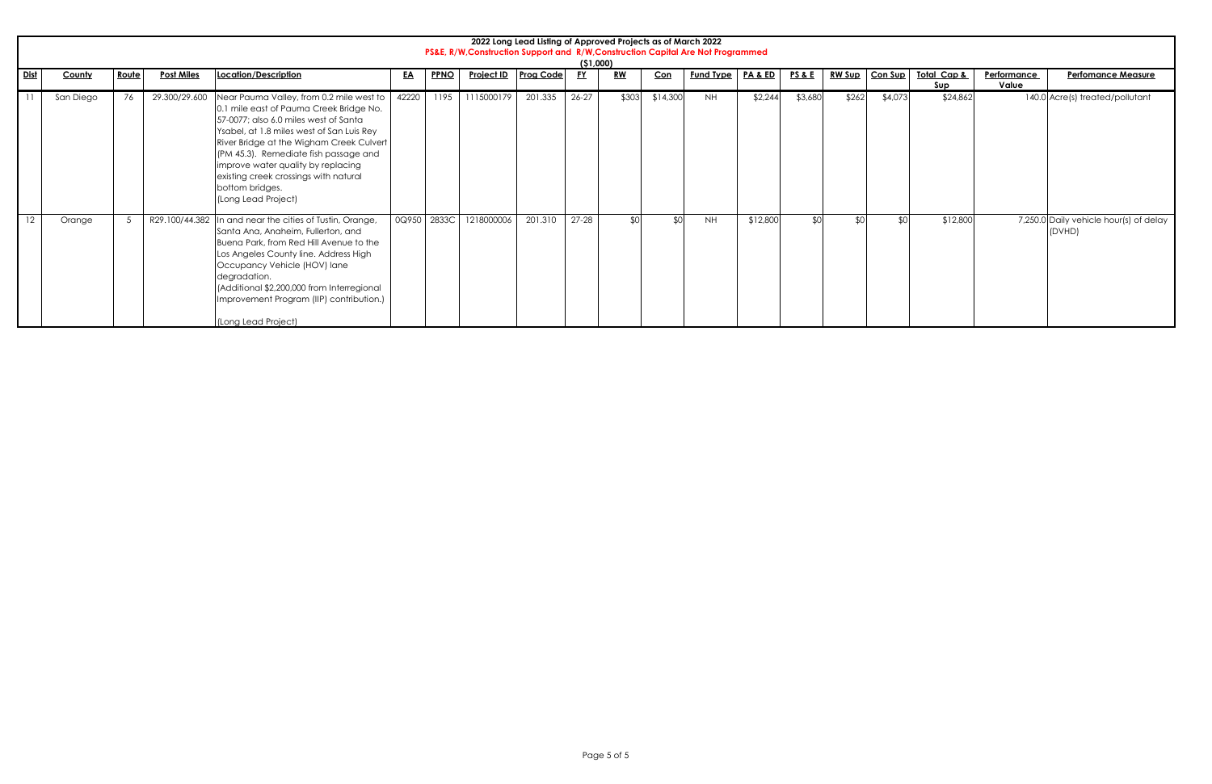# 2022 Long Lead Listing of Approved Projects as of March 2022

**PS&E, R/W,Construction Support and R/W,Construction Capital Are Not Programmed**

**($1,000)**

| Dist | County | Route | Post Miles | Location/Description | EA | PPNO | Project ID | Prog Code | FY | RW | Con | Fund Type | PA & ED | PS & E | RW Sup | Con Sup | Total Cap & Sup | Performance Value | Perfomance Measure |
|---|---|---|---|---|---|---|---|---|---|---|---|---|---|---|---|---|---|---|---|
| 11 | San Diego | 76 | 29.300/29.600 | Near Pauma Valley, from 0.2 mile west to 0.1 mile east of Pauma Creek Bridge No. 57-0077; also 6.0 miles west of Santa Ysabel, at 1.8 miles west of San Luis Rey River Bridge at the Wigham Creek Culvert (PM 45.3). Remediate fish passage and improve water quality by replacing existing creek crossings with natural bottom bridges. (Long Lead Project) | 42220 | 1195 | 1115000179 | 201.335 | 26-27 | $303 | $14,300 | NH | $2,244 | $3,680 | $262 | $4,073 | $24,862 | 140.0 | Acre(s) treated/pollutant |
| 12 | Orange | 5 | R29.100/44.382 | In and near the cities of Tustin, Orange, Santa Ana, Anaheim, Fullerton, and Buena Park, from Red Hill Avenue to the Los Angeles County line. Address High Occupancy Vehicle (HOV) lane degradation. (Additional $2,200,000 from Interregional Improvement Program (IIP) contribution.) (Long Lead Project) | 0Q950 | 2833C | 1218000006 | 201.310 | 27-28 | $0 | $0 | NH | $12,800 | $0 | $0 | $0 | $12,800 | 7,250.0 | Daily vehicle hour(s) of delay (DVHD) |